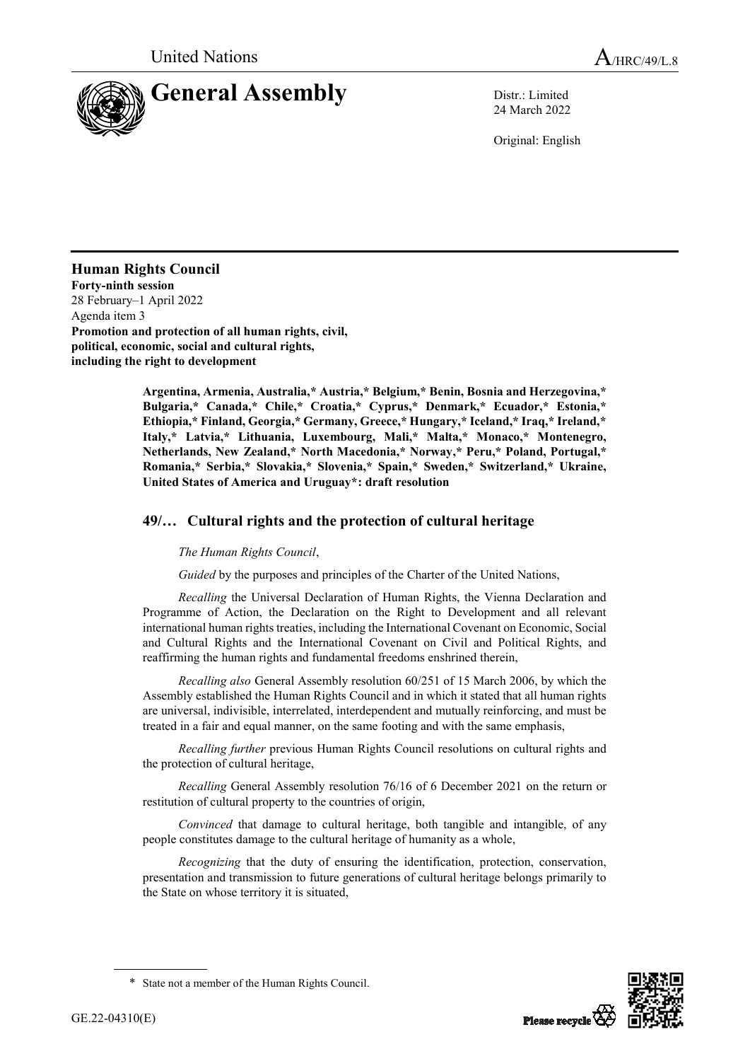United Nations

A/HRC/49/L.8

# General Assembly

Distr.: Limited
24 March 2022

Original: English

**Human Rights Council**
**Forty-ninth session**
28 February–1 April 2022
Agenda item 3
**Promotion and protection of all human rights, civil, political, economic, social and cultural rights, including the right to development**

**Argentina, Armenia, Australia,* Austria,* Belgium,* Benin, Bosnia and Herzegovina,* Bulgaria,* Canada,* Chile,* Croatia,* Cyprus,* Denmark,* Ecuador,* Estonia,* Ethiopia,* Finland, Georgia,* Germany, Greece,* Hungary,* Iceland,* Iraq,* Ireland,* Italy,* Latvia,* Lithuania, Luxembourg, Mali,* Malta,* Monaco,* Montenegro, Netherlands, New Zealand,* North Macedonia,* Norway,* Peru,* Poland, Portugal,* Romania,* Serbia,* Slovakia,* Slovenia,* Spain,* Sweden,* Switzerland,* Ukraine, United States of America and Uruguay*: draft resolution**

## 49/… Cultural rights and the protection of cultural heritage

*The Human Rights Council*,

*Guided* by the purposes and principles of the Charter of the United Nations,

*Recalling* the Universal Declaration of Human Rights, the Vienna Declaration and Programme of Action, the Declaration on the Right to Development and all relevant international human rights treaties, including the International Covenant on Economic, Social and Cultural Rights and the International Covenant on Civil and Political Rights, and reaffirming the human rights and fundamental freedoms enshrined therein,

*Recalling also* General Assembly resolution 60/251 of 15 March 2006, by which the Assembly established the Human Rights Council and in which it stated that all human rights are universal, indivisible, interrelated, interdependent and mutually reinforcing, and must be treated in a fair and equal manner, on the same footing and with the same emphasis,

*Recalling further* previous Human Rights Council resolutions on cultural rights and the protection of cultural heritage,

*Recalling* General Assembly resolution 76/16 of 6 December 2021 on the return or restitution of cultural property to the countries of origin,

*Convinced* that damage to cultural heritage, both tangible and intangible, of any people constitutes damage to the cultural heritage of humanity as a whole,

*Recognizing* that the duty of ensuring the identification, protection, conservation, presentation and transmission to future generations of cultural heritage belongs primarily to the State on whose territory it is situated,

\* State not a member of the Human Rights Council.

GE.22-04310(E)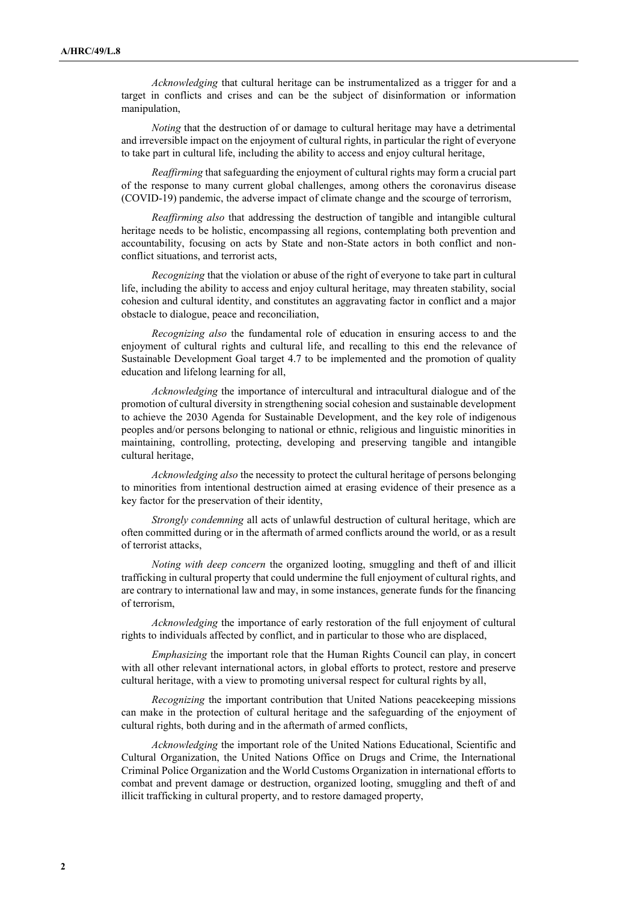*Acknowledging* that cultural heritage can be instrumentalized as a trigger for and a target in conflicts and crises and can be the subject of disinformation or information manipulation,

*Noting* that the destruction of or damage to cultural heritage may have a detrimental and irreversible impact on the enjoyment of cultural rights, in particular the right of everyone to take part in cultural life, including the ability to access and enjoy cultural heritage,

*Reaffirming* that safeguarding the enjoyment of cultural rights may form a crucial part of the response to many current global challenges, among others the coronavirus disease (COVID-19) pandemic, the adverse impact of climate change and the scourge of terrorism,

*Reaffirming also* that addressing the destruction of tangible and intangible cultural heritage needs to be holistic, encompassing all regions, contemplating both prevention and accountability, focusing on acts by State and non-State actors in both conflict and non-conflict situations, and terrorist acts,

*Recognizing* that the violation or abuse of the right of everyone to take part in cultural life, including the ability to access and enjoy cultural heritage, may threaten stability, social cohesion and cultural identity, and constitutes an aggravating factor in conflict and a major obstacle to dialogue, peace and reconciliation,

*Recognizing also* the fundamental role of education in ensuring access to and the enjoyment of cultural rights and cultural life, and recalling to this end the relevance of Sustainable Development Goal target 4.7 to be implemented and the promotion of quality education and lifelong learning for all,

*Acknowledging* the importance of intercultural and intracultural dialogue and of the promotion of cultural diversity in strengthening social cohesion and sustainable development to achieve the 2030 Agenda for Sustainable Development, and the key role of indigenous peoples and/or persons belonging to national or ethnic, religious and linguistic minorities in maintaining, controlling, protecting, developing and preserving tangible and intangible cultural heritage,

*Acknowledging also* the necessity to protect the cultural heritage of persons belonging to minorities from intentional destruction aimed at erasing evidence of their presence as a key factor for the preservation of their identity,

*Strongly condemning* all acts of unlawful destruction of cultural heritage, which are often committed during or in the aftermath of armed conflicts around the world, or as a result of terrorist attacks,

*Noting with deep concern* the organized looting, smuggling and theft of and illicit trafficking in cultural property that could undermine the full enjoyment of cultural rights, and are contrary to international law and may, in some instances, generate funds for the financing of terrorism,

*Acknowledging* the importance of early restoration of the full enjoyment of cultural rights to individuals affected by conflict, and in particular to those who are displaced,

*Emphasizing* the important role that the Human Rights Council can play, in concert with all other relevant international actors, in global efforts to protect, restore and preserve cultural heritage, with a view to promoting universal respect for cultural rights by all,

*Recognizing* the important contribution that United Nations peacekeeping missions can make in the protection of cultural heritage and the safeguarding of the enjoyment of cultural rights, both during and in the aftermath of armed conflicts,

*Acknowledging* the important role of the United Nations Educational, Scientific and Cultural Organization, the United Nations Office on Drugs and Crime, the International Criminal Police Organization and the World Customs Organization in international efforts to combat and prevent damage or destruction, organized looting, smuggling and theft of and illicit trafficking in cultural property, and to restore damaged property,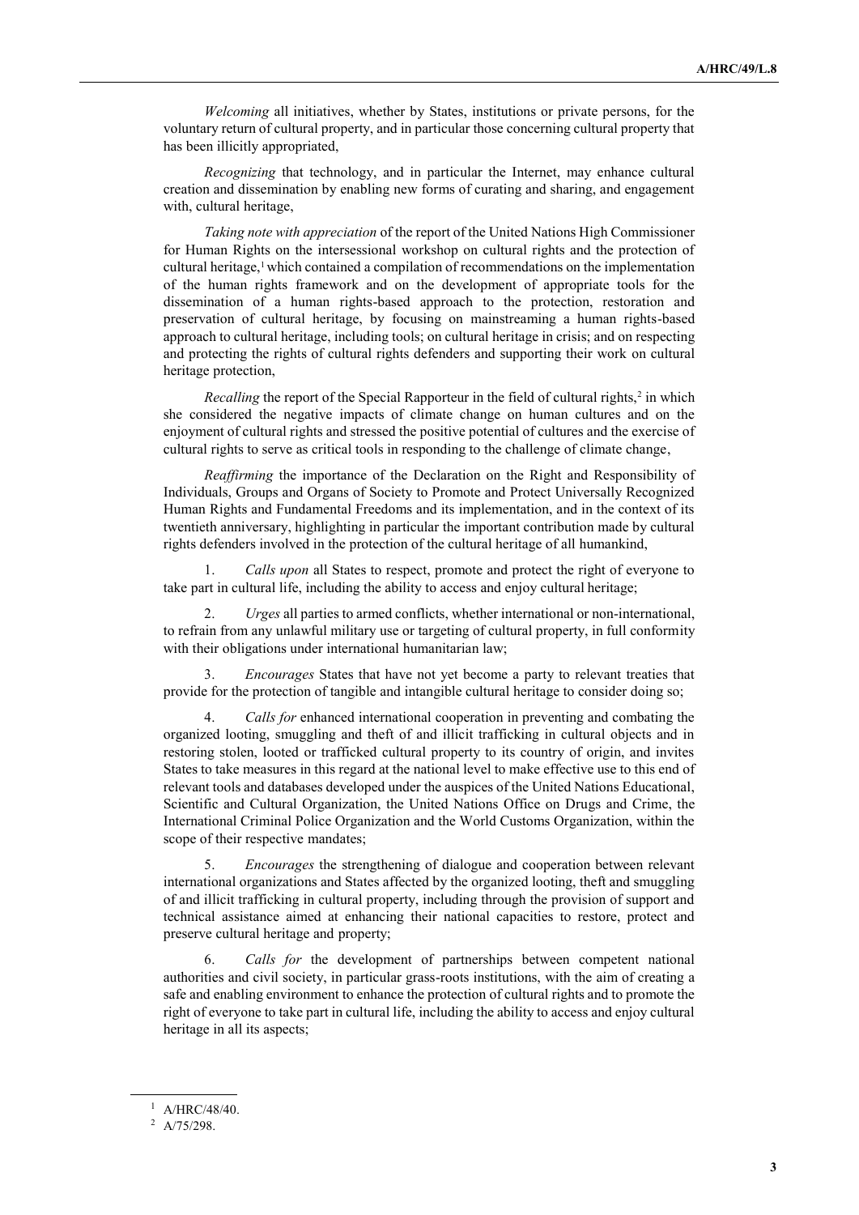*Welcoming* all initiatives, whether by States, institutions or private persons, for the voluntary return of cultural property, and in particular those concerning cultural property that has been illicitly appropriated,

*Recognizing* that technology, and in particular the Internet, may enhance cultural creation and dissemination by enabling new forms of curating and sharing, and engagement with, cultural heritage,

*Taking note with appreciation* of the report of the United Nations High Commissioner for Human Rights on the intersessional workshop on cultural rights and the protection of cultural heritage,[1] which contained a compilation of recommendations on the implementation of the human rights framework and on the development of appropriate tools for the dissemination of a human rights-based approach to the protection, restoration and preservation of cultural heritage, by focusing on mainstreaming a human rights-based approach to cultural heritage, including tools; on cultural heritage in crisis; and on respecting and protecting the rights of cultural rights defenders and supporting their work on cultural heritage protection,

*Recalling* the report of the Special Rapporteur in the field of cultural rights,[2] in which she considered the negative impacts of climate change on human cultures and on the enjoyment of cultural rights and stressed the positive potential of cultures and the exercise of cultural rights to serve as critical tools in responding to the challenge of climate change,

*Reaffirming* the importance of the Declaration on the Right and Responsibility of Individuals, Groups and Organs of Society to Promote and Protect Universally Recognized Human Rights and Fundamental Freedoms and its implementation, and in the context of its twentieth anniversary, highlighting in particular the important contribution made by cultural rights defenders involved in the protection of the cultural heritage of all humankind,

1. *Calls upon* all States to respect, promote and protect the right of everyone to take part in cultural life, including the ability to access and enjoy cultural heritage;

2. *Urges* all parties to armed conflicts, whether international or non-international, to refrain from any unlawful military use or targeting of cultural property, in full conformity with their obligations under international humanitarian law;

3. *Encourages* States that have not yet become a party to relevant treaties that provide for the protection of tangible and intangible cultural heritage to consider doing so;

4. *Calls for* enhanced international cooperation in preventing and combating the organized looting, smuggling and theft of and illicit trafficking in cultural objects and in restoring stolen, looted or trafficked cultural property to its country of origin, and invites States to take measures in this regard at the national level to make effective use to this end of relevant tools and databases developed under the auspices of the United Nations Educational, Scientific and Cultural Organization, the United Nations Office on Drugs and Crime, the International Criminal Police Organization and the World Customs Organization, within the scope of their respective mandates;

5. *Encourages* the strengthening of dialogue and cooperation between relevant international organizations and States affected by the organized looting, theft and smuggling of and illicit trafficking in cultural property, including through the provision of support and technical assistance aimed at enhancing their national capacities to restore, protect and preserve cultural heritage and property;

6. *Calls for* the development of partnerships between competent national authorities and civil society, in particular grass-roots institutions, with the aim of creating a safe and enabling environment to enhance the protection of cultural rights and to promote the right of everyone to take part in cultural life, including the ability to access and enjoy cultural heritage in all its aspects;

---

[1] A/HRC/48/40.

[2] A/75/298.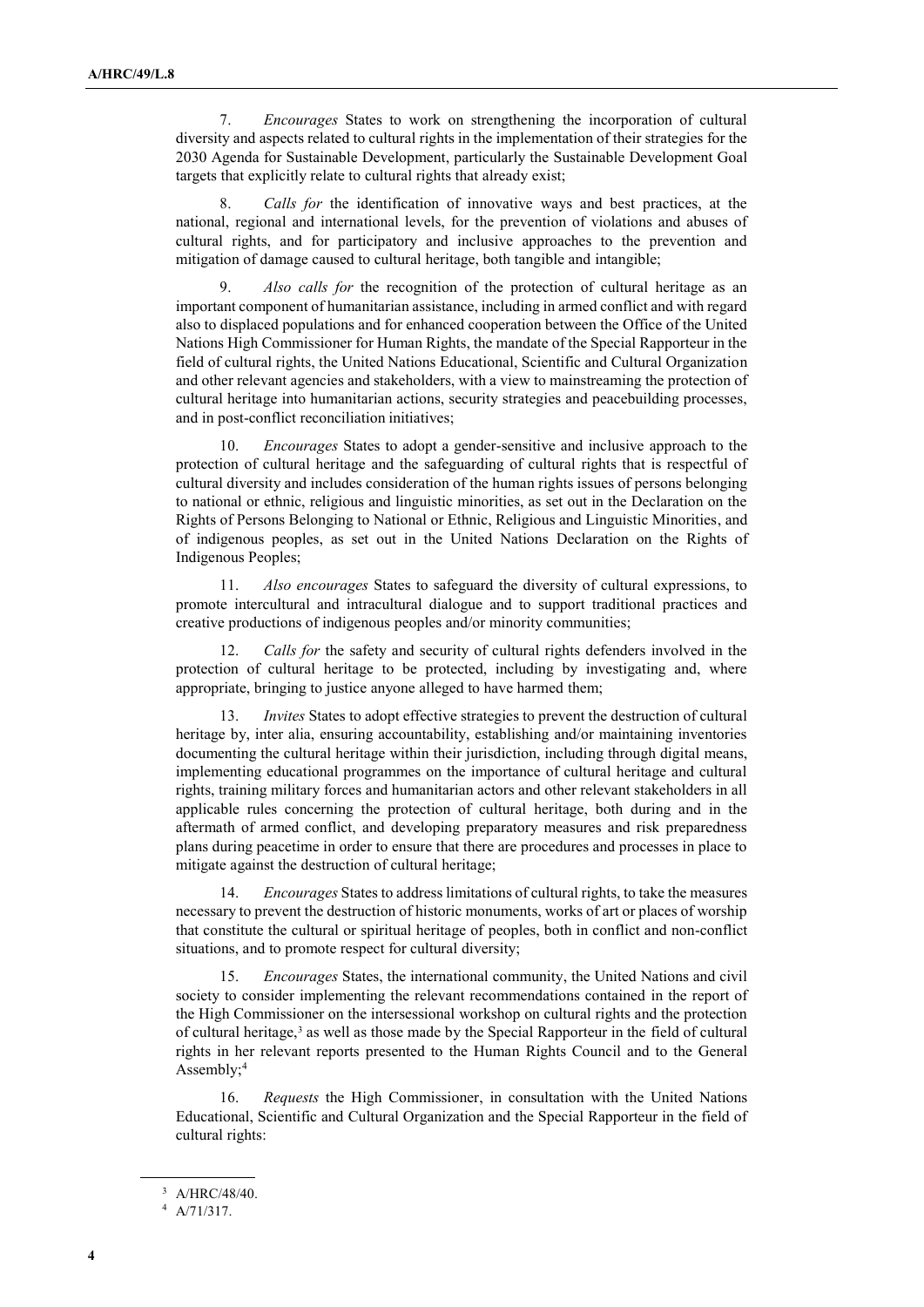7. *Encourages* States to work on strengthening the incorporation of cultural diversity and aspects related to cultural rights in the implementation of their strategies for the 2030 Agenda for Sustainable Development, particularly the Sustainable Development Goal targets that explicitly relate to cultural rights that already exist;

8. *Calls for* the identification of innovative ways and best practices, at the national, regional and international levels, for the prevention of violations and abuses of cultural rights, and for participatory and inclusive approaches to the prevention and mitigation of damage caused to cultural heritage, both tangible and intangible;

9. *Also calls for* the recognition of the protection of cultural heritage as an important component of humanitarian assistance, including in armed conflict and with regard also to displaced populations and for enhanced cooperation between the Office of the United Nations High Commissioner for Human Rights, the mandate of the Special Rapporteur in the field of cultural rights, the United Nations Educational, Scientific and Cultural Organization and other relevant agencies and stakeholders, with a view to mainstreaming the protection of cultural heritage into humanitarian actions, security strategies and peacebuilding processes, and in post-conflict reconciliation initiatives;

10. *Encourages* States to adopt a gender-sensitive and inclusive approach to the protection of cultural heritage and the safeguarding of cultural rights that is respectful of cultural diversity and includes consideration of the human rights issues of persons belonging to national or ethnic, religious and linguistic minorities, as set out in the Declaration on the Rights of Persons Belonging to National or Ethnic, Religious and Linguistic Minorities, and of indigenous peoples, as set out in the United Nations Declaration on the Rights of Indigenous Peoples;

11. *Also encourages* States to safeguard the diversity of cultural expressions, to promote intercultural and intracultural dialogue and to support traditional practices and creative productions of indigenous peoples and/or minority communities;

12. *Calls for* the safety and security of cultural rights defenders involved in the protection of cultural heritage to be protected, including by investigating and, where appropriate, bringing to justice anyone alleged to have harmed them;

13. *Invites* States to adopt effective strategies to prevent the destruction of cultural heritage by, inter alia, ensuring accountability, establishing and/or maintaining inventories documenting the cultural heritage within their jurisdiction, including through digital means, implementing educational programmes on the importance of cultural heritage and cultural rights, training military forces and humanitarian actors and other relevant stakeholders in all applicable rules concerning the protection of cultural heritage, both during and in the aftermath of armed conflict, and developing preparatory measures and risk preparedness plans during peacetime in order to ensure that there are procedures and processes in place to mitigate against the destruction of cultural heritage;

14. *Encourages* States to address limitations of cultural rights, to take the measures necessary to prevent the destruction of historic monuments, works of art or places of worship that constitute the cultural or spiritual heritage of peoples, both in conflict and non-conflict situations, and to promote respect for cultural diversity;

15. *Encourages* States, the international community, the United Nations and civil society to consider implementing the relevant recommendations contained in the report of the High Commissioner on the intersessional workshop on cultural rights and the protection of cultural heritage,[3] as well as those made by the Special Rapporteur in the field of cultural rights in her relevant reports presented to the Human Rights Council and to the General Assembly;[4]

16. *Requests* the High Commissioner, in consultation with the United Nations Educational, Scientific and Cultural Organization and the Special Rapporteur in the field of cultural rights:

[3] A/HRC/48/40.

[4] A/71/317.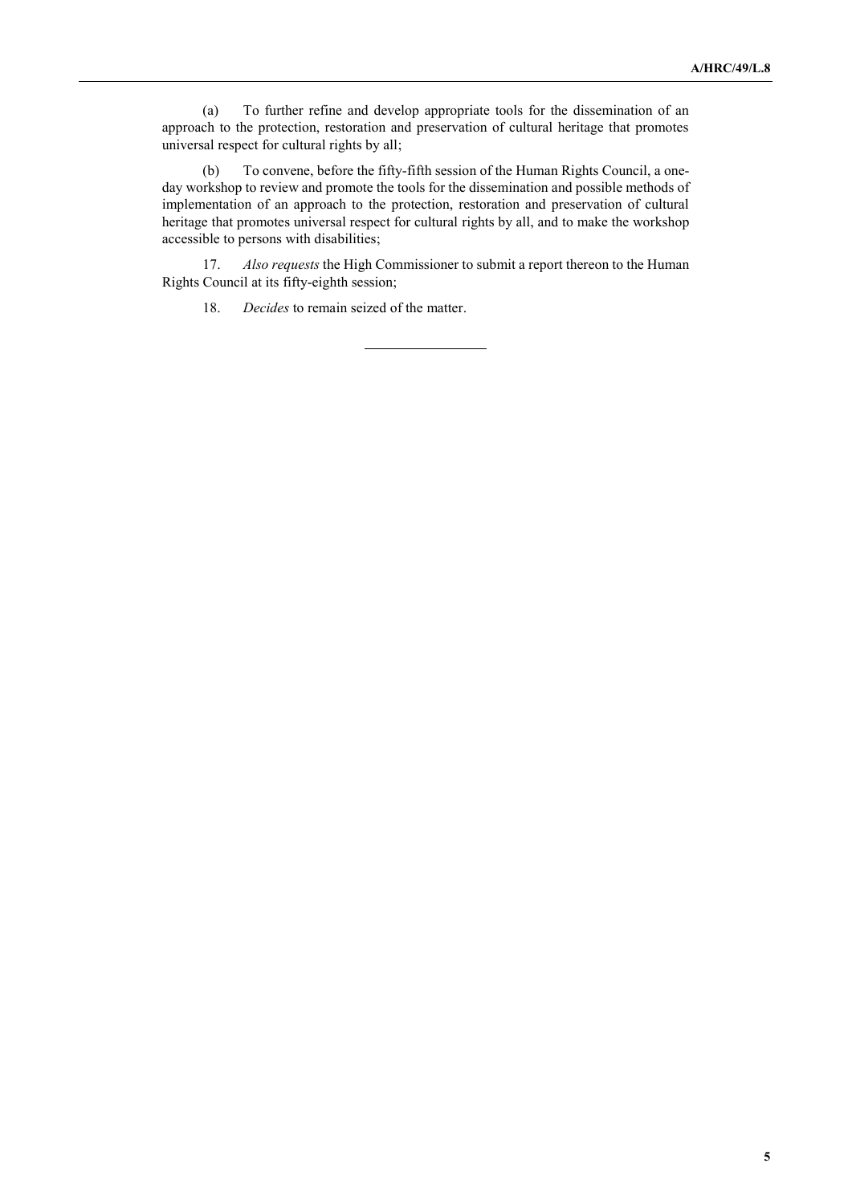(a) To further refine and develop appropriate tools for the dissemination of an approach to the protection, restoration and preservation of cultural heritage that promotes universal respect for cultural rights by all;

(b) To convene, before the fifty-fifth session of the Human Rights Council, a one-day workshop to review and promote the tools for the dissemination and possible methods of implementation of an approach to the protection, restoration and preservation of cultural heritage that promotes universal respect for cultural rights by all, and to make the workshop accessible to persons with disabilities;

17. *Also requests* the High Commissioner to submit a report thereon to the Human Rights Council at its fifty-eighth session;

18. *Decides* to remain seized of the matter.